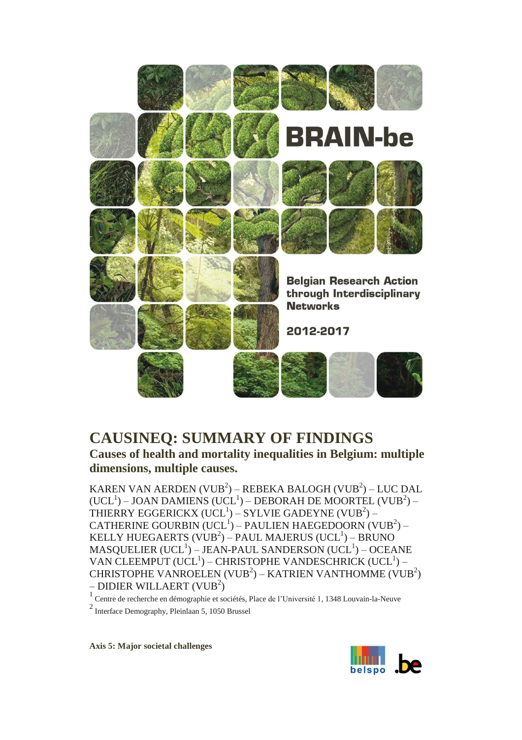# BRAIN-be

Belgian Research Action through Interdisciplinary Networks

2012-2017

# CAUSINEQ: SUMMARY OF FINDINGS

## Causes of health and mortality inequalities in Belgium: multiple dimensions, multiple causes.

KAREN VAN AERDEN (VUB[2]) – REBEKA BALOGH (VUB[2]) – LUC DAL (UCL[1]) – JOAN DAMIENS (UCL[1]) – DEBORAH DE MOORTEL (VUB[2]) – THIERRY EGGERICKX (UCL[1]) – SYLVIE GADEYNE (VUB[2]) – CATHERINE GOURBIN (UCL[1]) – PAULIEN HAEGEDOORN (VUB[2]) – KELLY HUEGAERTS (VUB[2]) – PAUL MAJERUS (UCL[1]) – BRUNO MASQUELIER (UCL[1]) – JEAN-PAUL SANDERSON (UCL[1]) – OCEANE VAN CLEEMPUT (UCL[1]) – CHRISTOPHE VANDESCHRICK (UCL[1]) – CHRISTOPHE VANROELEN (VUB[2]) – KATRIEN VANTHOMME (VUB[2]) – DIDIER WILLAERT (VUB[2])

[1] Centre de recherche en démographie et sociétés, Place de l'Université 1, 1348 Louvain-la-Neuve

[2] Interface Demography, Pleinlaan 5, 1050 Brussel

**Axis 5: Major societal challenges**

belspo .be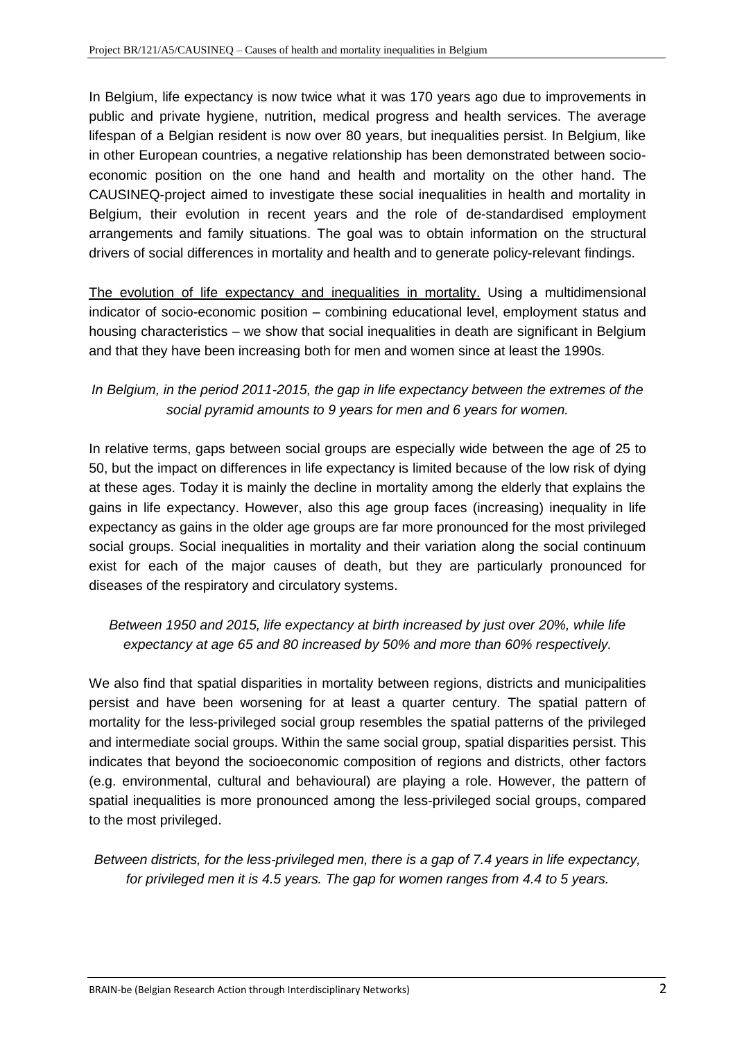In Belgium, life expectancy is now twice what it was 170 years ago due to improvements in public and private hygiene, nutrition, medical progress and health services. The average lifespan of a Belgian resident is now over 80 years, but inequalities persist. In Belgium, like in other European countries, a negative relationship has been demonstrated between socio-economic position on the one hand and health and mortality on the other hand. The CAUSINEQ-project aimed to investigate these social inequalities in health and mortality in Belgium, their evolution in recent years and the role of de-standardised employment arrangements and family situations. The goal was to obtain information on the structural drivers of social differences in mortality and health and to generate policy-relevant findings.

<u>The evolution of life expectancy and inequalities in mortality.</u> Using a multidimensional indicator of socio-economic position – combining educational level, employment status and housing characteristics – we show that social inequalities in death are significant in Belgium and that they have been increasing both for men and women since at least the 1990s.

*In Belgium, in the period 2011-2015, the gap in life expectancy between the extremes of the social pyramid amounts to 9 years for men and 6 years for women.*

In relative terms, gaps between social groups are especially wide between the age of 25 to 50, but the impact on differences in life expectancy is limited because of the low risk of dying at these ages. Today it is mainly the decline in mortality among the elderly that explains the gains in life expectancy. However, also this age group faces (increasing) inequality in life expectancy as gains in the older age groups are far more pronounced for the most privileged social groups. Social inequalities in mortality and their variation along the social continuum exist for each of the major causes of death, but they are particularly pronounced for diseases of the respiratory and circulatory systems.

*Between 1950 and 2015, life expectancy at birth increased by just over 20%, while life expectancy at age 65 and 80 increased by 50% and more than 60% respectively.*

We also find that spatial disparities in mortality between regions, districts and municipalities persist and have been worsening for at least a quarter century. The spatial pattern of mortality for the less-privileged social group resembles the spatial patterns of the privileged and intermediate social groups. Within the same social group, spatial disparities persist. This indicates that beyond the socioeconomic composition of regions and districts, other factors (e.g. environmental, cultural and behavioural) are playing a role. However, the pattern of spatial inequalities is more pronounced among the less-privileged social groups, compared to the most privileged.

*Between districts, for the less-privileged men, there is a gap of 7.4 years in life expectancy, for privileged men it is 4.5 years. The gap for women ranges from 4.4 to 5 years.*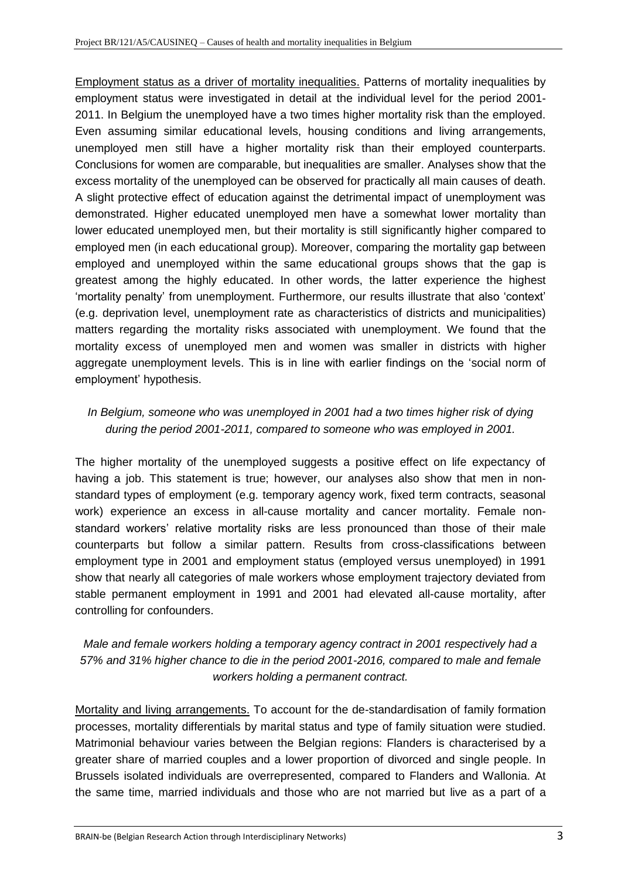Employment status as a driver of mortality inequalities. Patterns of mortality inequalities by employment status were investigated in detail at the individual level for the period 2001-2011. In Belgium the unemployed have a two times higher mortality risk than the employed. Even assuming similar educational levels, housing conditions and living arrangements, unemployed men still have a higher mortality risk than their employed counterparts. Conclusions for women are comparable, but inequalities are smaller. Analyses show that the excess mortality of the unemployed can be observed for practically all main causes of death. A slight protective effect of education against the detrimental impact of unemployment was demonstrated. Higher educated unemployed men have a somewhat lower mortality than lower educated unemployed men, but their mortality is still significantly higher compared to employed men (in each educational group). Moreover, comparing the mortality gap between employed and unemployed within the same educational groups shows that the gap is greatest among the highly educated. In other words, the latter experience the highest 'mortality penalty' from unemployment. Furthermore, our results illustrate that also 'context' (e.g. deprivation level, unemployment rate as characteristics of districts and municipalities) matters regarding the mortality risks associated with unemployment. We found that the mortality excess of unemployed men and women was smaller in districts with higher aggregate unemployment levels. This is in line with earlier findings on the 'social norm of employment' hypothesis.

*In Belgium, someone who was unemployed in 2001 had a two times higher risk of dying during the period 2001-2011, compared to someone who was employed in 2001.*

The higher mortality of the unemployed suggests a positive effect on life expectancy of having a job. This statement is true; however, our analyses also show that men in non-standard types of employment (e.g. temporary agency work, fixed term contracts, seasonal work) experience an excess in all-cause mortality and cancer mortality. Female non-standard workers' relative mortality risks are less pronounced than those of their male counterparts but follow a similar pattern. Results from cross-classifications between employment type in 2001 and employment status (employed versus unemployed) in 1991 show that nearly all categories of male workers whose employment trajectory deviated from stable permanent employment in 1991 and 2001 had elevated all-cause mortality, after controlling for confounders.

*Male and female workers holding a temporary agency contract in 2001 respectively had a 57% and 31% higher chance to die in the period 2001-2016, compared to male and female workers holding a permanent contract.*

Mortality and living arrangements. To account for the de-standardisation of family formation processes, mortality differentials by marital status and type of family situation were studied. Matrimonial behaviour varies between the Belgian regions: Flanders is characterised by a greater share of married couples and a lower proportion of divorced and single people. In Brussels isolated individuals are overrepresented, compared to Flanders and Wallonia. At the same time, married individuals and those who are not married but live as a part of a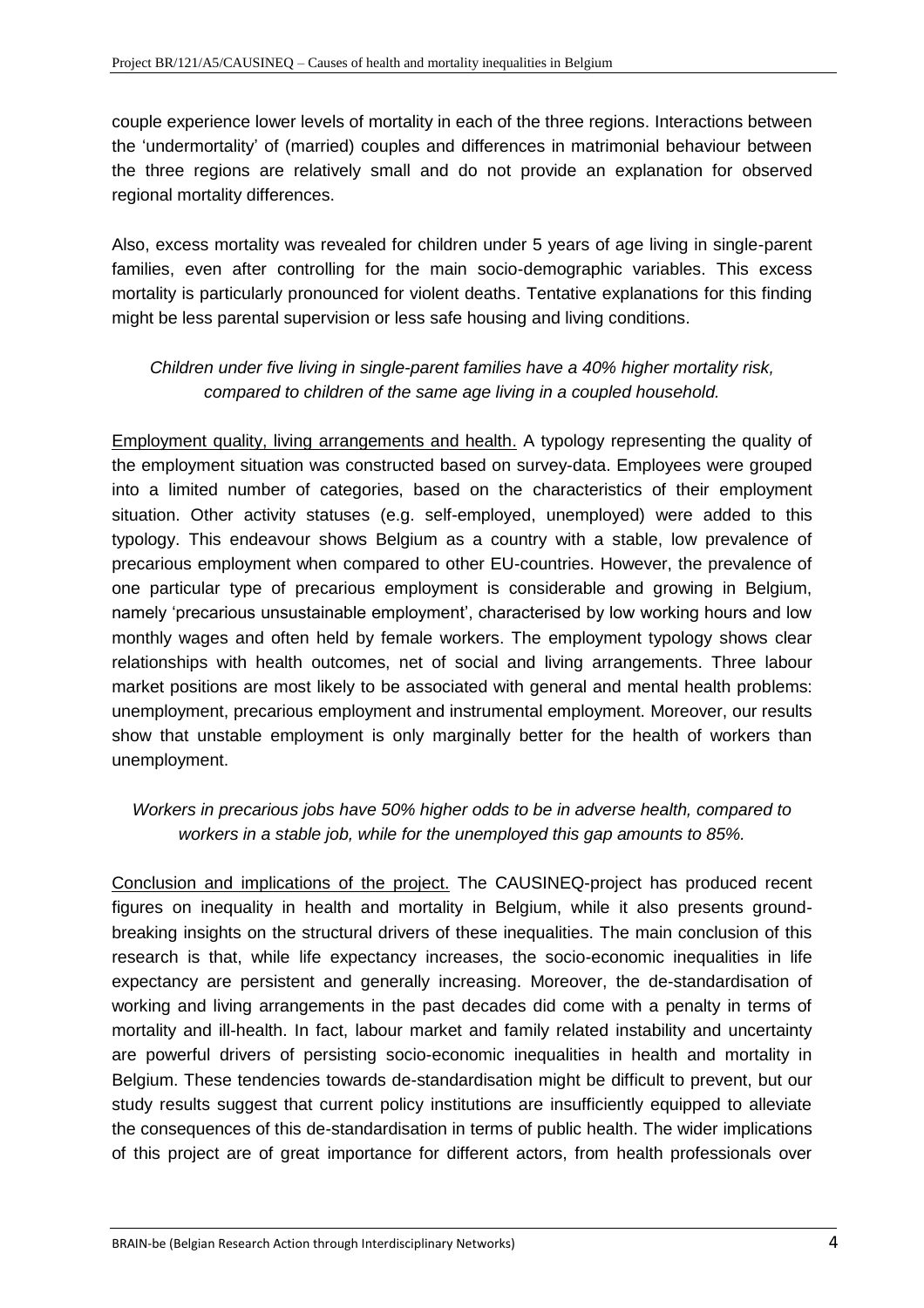couple experience lower levels of mortality in each of the three regions. Interactions between the 'undermortality' of (married) couples and differences in matrimonial behaviour between the three regions are relatively small and do not provide an explanation for observed regional mortality differences.

Also, excess mortality was revealed for children under 5 years of age living in single-parent families, even after controlling for the main socio-demographic variables. This excess mortality is particularly pronounced for violent deaths. Tentative explanations for this finding might be less parental supervision or less safe housing and living conditions.

*Children under five living in single-parent families have a 40% higher mortality risk, compared to children of the same age living in a coupled household.*

Employment quality, living arrangements and health. A typology representing the quality of the employment situation was constructed based on survey-data. Employees were grouped into a limited number of categories, based on the characteristics of their employment situation. Other activity statuses (e.g. self-employed, unemployed) were added to this typology. This endeavour shows Belgium as a country with a stable, low prevalence of precarious employment when compared to other EU-countries. However, the prevalence of one particular type of precarious employment is considerable and growing in Belgium, namely 'precarious unsustainable employment', characterised by low working hours and low monthly wages and often held by female workers. The employment typology shows clear relationships with health outcomes, net of social and living arrangements. Three labour market positions are most likely to be associated with general and mental health problems: unemployment, precarious employment and instrumental employment. Moreover, our results show that unstable employment is only marginally better for the health of workers than unemployment.

*Workers in precarious jobs have 50% higher odds to be in adverse health, compared to workers in a stable job, while for the unemployed this gap amounts to 85%.*

Conclusion and implications of the project. The CAUSINEQ-project has produced recent figures on inequality in health and mortality in Belgium, while it also presents ground-breaking insights on the structural drivers of these inequalities. The main conclusion of this research is that, while life expectancy increases, the socio-economic inequalities in life expectancy are persistent and generally increasing. Moreover, the de-standardisation of working and living arrangements in the past decades did come with a penalty in terms of mortality and ill-health. In fact, labour market and family related instability and uncertainty are powerful drivers of persisting socio-economic inequalities in health and mortality in Belgium. These tendencies towards de-standardisation might be difficult to prevent, but our study results suggest that current policy institutions are insufficiently equipped to alleviate the consequences of this de-standardisation in terms of public health. The wider implications of this project are of great importance for different actors, from health professionals over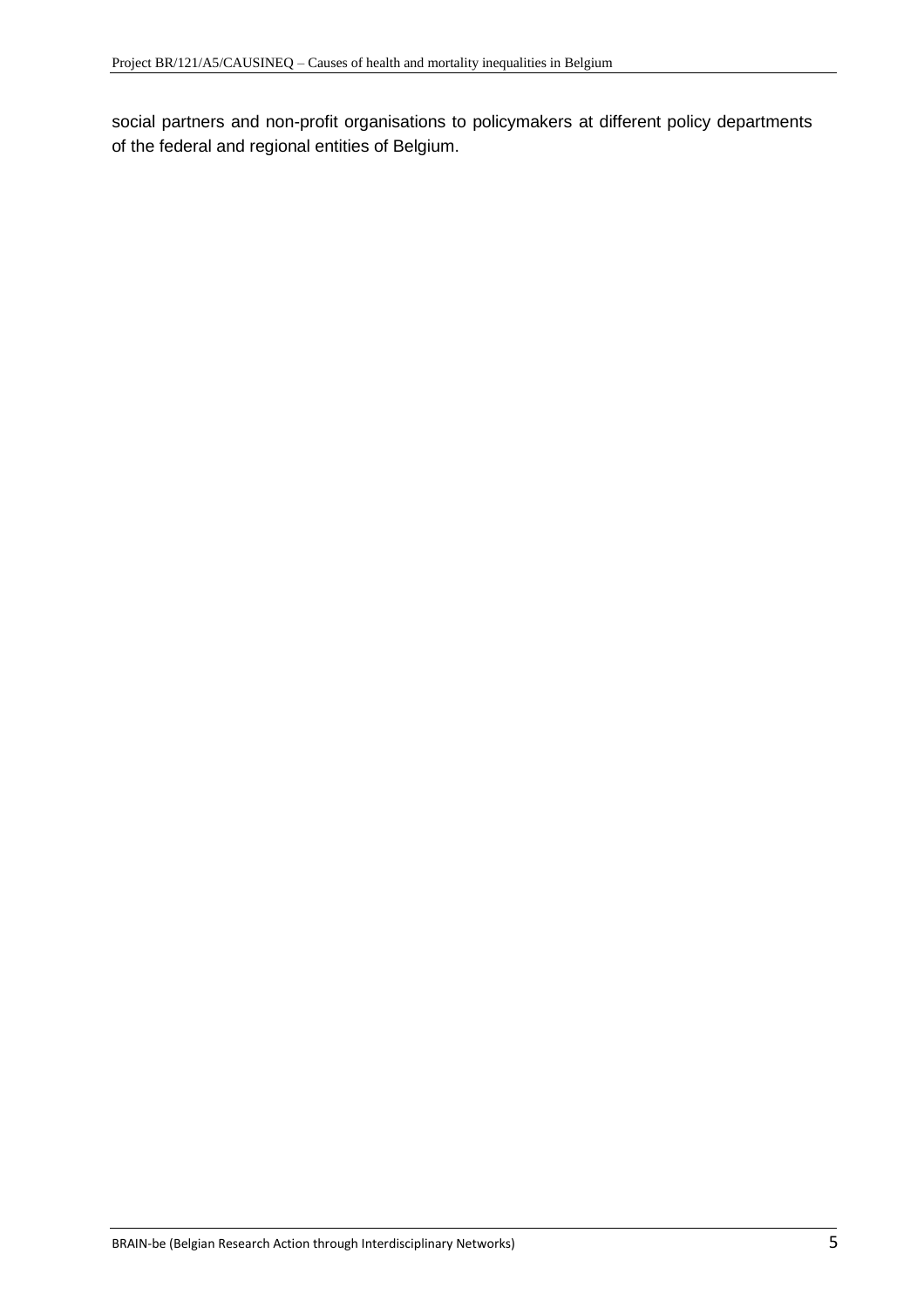social partners and non-profit organisations to policymakers at different policy departments of the federal and regional entities of Belgium.